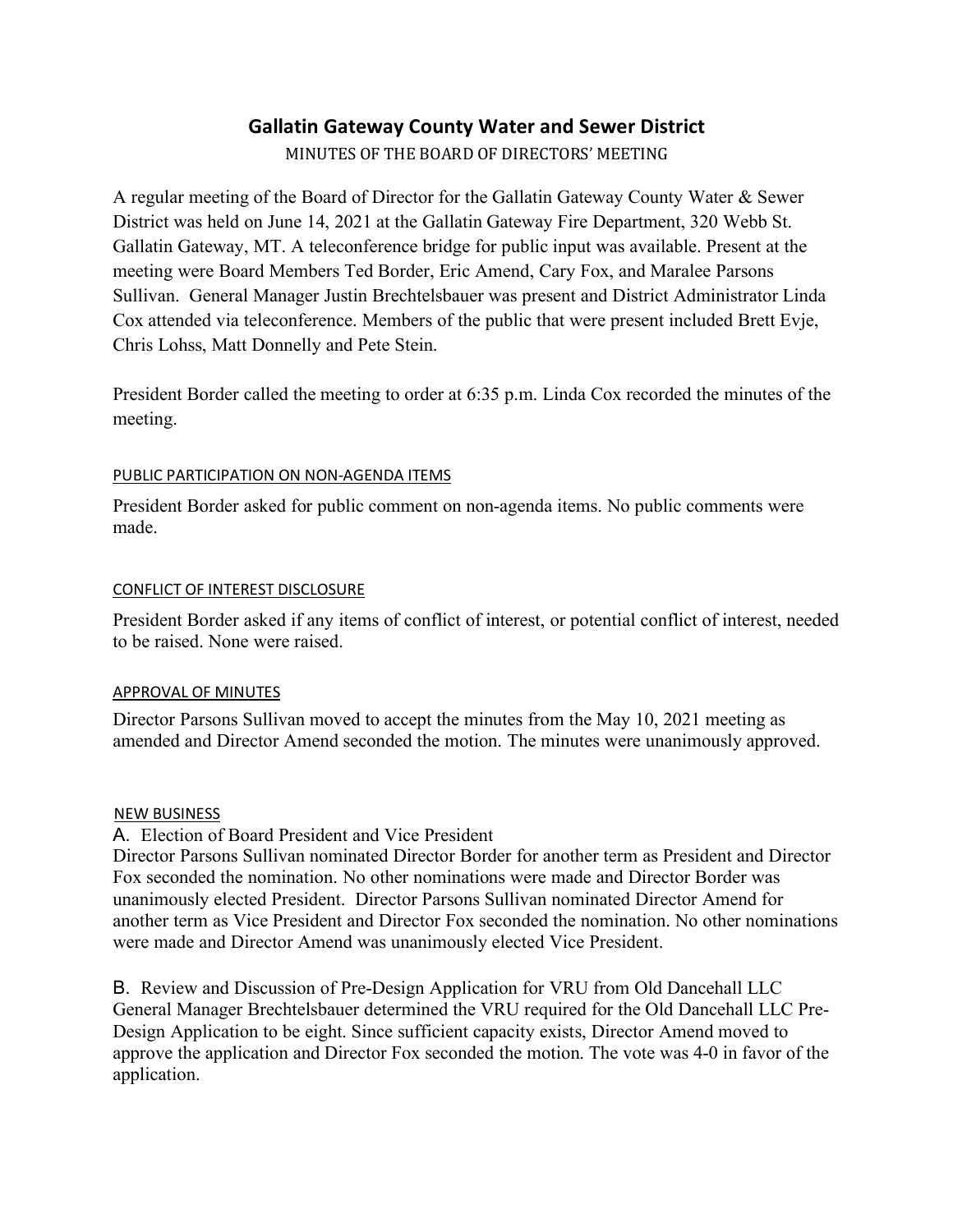# Gallatin Gateway County Water and Sewer District

MINUTES OF THE BOARD OF DIRECTORS' MEETING

A regular meeting of the Board of Director for the Gallatin Gateway County Water & Sewer District was held on June 14, 2021 at the Gallatin Gateway Fire Department, 320 Webb St. Gallatin Gateway, MT. A teleconference bridge for public input was available. Present at the meeting were Board Members Ted Border, Eric Amend, Cary Fox, and Maralee Parsons Sullivan. General Manager Justin Brechtelsbauer was present and District Administrator Linda Cox attended via teleconference. Members of the public that were present included Brett Evje, Chris Lohss, Matt Donnelly and Pete Stein.

President Border called the meeting to order at 6:35 p.m. Linda Cox recorded the minutes of the meeting.

## PUBLIC PARTICIPATION ON NON-AGENDA ITEMS

President Border asked for public comment on non-agenda items. No public comments were made.

## CONFLICT OF INTEREST DISCLOSURE

President Border asked if any items of conflict of interest, or potential conflict of interest, needed to be raised. None were raised.

## APPROVAL OF MINUTES

Director Parsons Sullivan moved to accept the minutes from the May 10, 2021 meeting as amended and Director Amend seconded the motion. The minutes were unanimously approved.

## NEW BUSINESS

A. Election of Board President and Vice President

Director Parsons Sullivan nominated Director Border for another term as President and Director Fox seconded the nomination. No other nominations were made and Director Border was unanimously elected President. Director Parsons Sullivan nominated Director Amend for another term as Vice President and Director Fox seconded the nomination. No other nominations were made and Director Amend was unanimously elected Vice President.

B. Review and Discussion of Pre-Design Application for VRU from Old Dancehall LLC

General Manager Brechtelsbauer determined the VRU required for the Old Dancehall LLC Pre-Design Application to be eight. Since sufficient capacity exists, Director Amend moved to approve the application and Director Fox seconded the motion. The vote was 4-0 in favor of the application.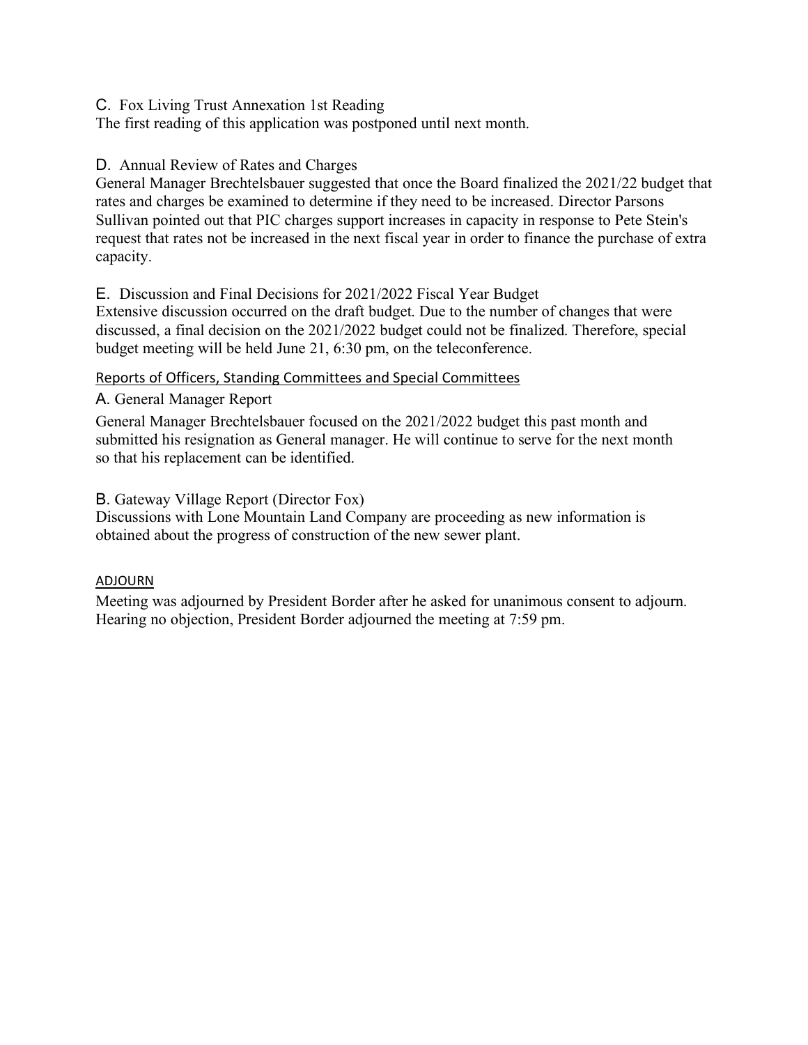C. Fox Living Trust Annexation 1st Reading

The first reading of this application was postponed until next month.

D. Annual Review of Rates and Charges

General Manager Brechtelsbauer suggested that once the Board finalized the 2021/22 budget that rates and charges be examined to determine if they need to be increased. Director Parsons Sullivan pointed out that PIC charges support increases in capacity in response to Pete Stein's request that rates not be increased in the next fiscal year in order to finance the purchase of extra capacity.

E. Discussion and Final Decisions for 2021/2022 Fiscal Year Budget

Extensive discussion occurred on the draft budget. Due to the number of changes that were discussed, a final decision on the 2021/2022 budget could not be finalized. Therefore, special budget meeting will be held June 21, 6:30 pm, on the teleconference.

Reports of Officers, Standing Committees and Special Committees

A. General Manager Report

General Manager Brechtelsbauer focused on the 2021/2022 budget this past month and submitted his resignation as General manager. He will continue to serve for the next month so that his replacement can be identified.

B. Gateway Village Report (Director Fox)

Discussions with Lone Mountain Land Company are proceeding as new information is obtained about the progress of construction of the new sewer plant.

ADJOURN

Meeting was adjourned by President Border after he asked for unanimous consent to adjourn. Hearing no objection, President Border adjourned the meeting at 7:59 pm.